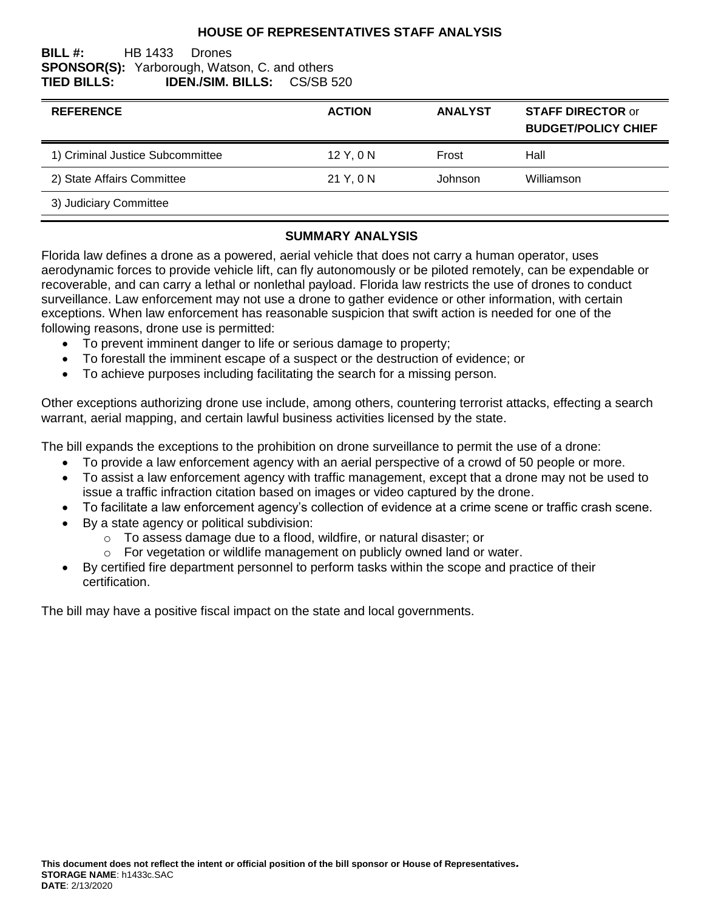# HOUSE OF REPRESENTATIVES STAFF ANALYSIS

**BILL #:** HB 1433 Drones
**SPONSOR(S):** Yarborough, Watson, C. and others
**TIED BILLS:** **IDEN./SIM. BILLS:** CS/SB 520

| REFERENCE | ACTION | ANALYST | STAFF DIRECTOR or BUDGET/POLICY CHIEF |
|---|---|---|---|
| 1) Criminal Justice Subcommittee | 12 Y, 0 N | Frost | Hall |
| 2) State Affairs Committee | 21 Y, 0 N | Johnson | Williamson |
| 3) Judiciary Committee | | | |

## SUMMARY ANALYSIS

Florida law defines a drone as a powered, aerial vehicle that does not carry a human operator, uses aerodynamic forces to provide vehicle lift, can fly autonomously or be piloted remotely, can be expendable or recoverable, and can carry a lethal or nonlethal payload. Florida law restricts the use of drones to conduct surveillance. Law enforcement may not use a drone to gather evidence or other information, with certain exceptions. When law enforcement has reasonable suspicion that swift action is needed for one of the following reasons, drone use is permitted:

- To prevent imminent danger to life or serious damage to property;
- To forestall the imminent escape of a suspect or the destruction of evidence; or
- To achieve purposes including facilitating the search for a missing person.

Other exceptions authorizing drone use include, among others, countering terrorist attacks, effecting a search warrant, aerial mapping, and certain lawful business activities licensed by the state.

The bill expands the exceptions to the prohibition on drone surveillance to permit the use of a drone:

- To provide a law enforcement agency with an aerial perspective of a crowd of 50 people or more.
- To assist a law enforcement agency with traffic management, except that a drone may not be used to issue a traffic infraction citation based on images or video captured by the drone.
- To facilitate a law enforcement agency's collection of evidence at a crime scene or traffic crash scene.
- By a state agency or political subdivision:
  - To assess damage due to a flood, wildfire, or natural disaster; or
  - For vegetation or wildlife management on publicly owned land or water.
- By certified fire department personnel to perform tasks within the scope and practice of their certification.

The bill may have a positive fiscal impact on the state and local governments.

**This document does not reflect the intent or official position of the bill sponsor or House of Representatives.**
**STORAGE NAME**: h1433c.SAC
**DATE**: 2/13/2020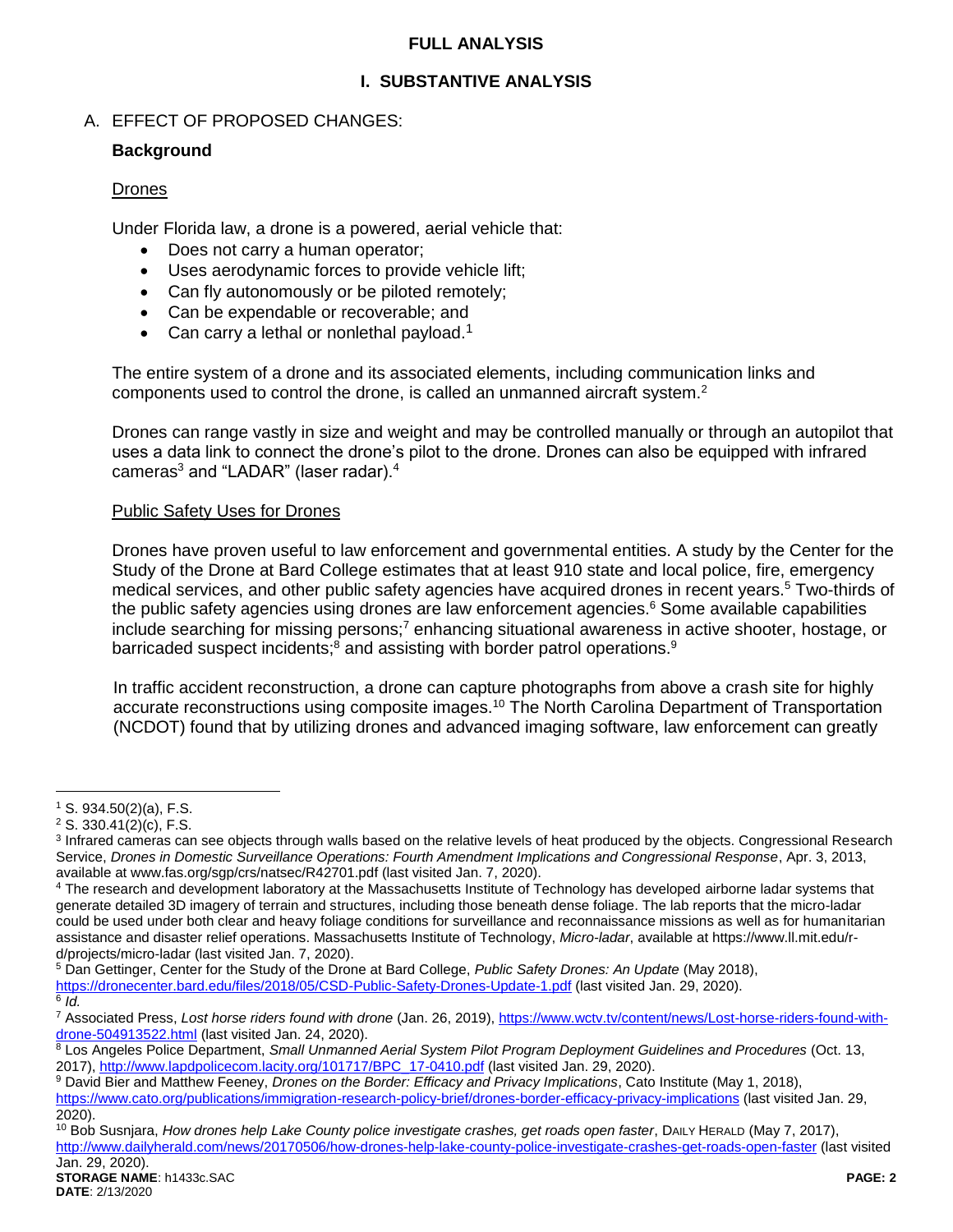# FULL ANALYSIS

## I. SUBSTANTIVE ANALYSIS

A. EFFECT OF PROPOSED CHANGES:

**Background**

Drones

Under Florida law, a drone is a powered, aerial vehicle that:

- Does not carry a human operator;
- Uses aerodynamic forces to provide vehicle lift;
- Can fly autonomously or be piloted remotely;
- Can be expendable or recoverable; and
- Can carry a lethal or nonlethal payload.[1]

The entire system of a drone and its associated elements, including communication links and components used to control the drone, is called an unmanned aircraft system.[2]

Drones can range vastly in size and weight and may be controlled manually or through an autopilot that uses a data link to connect the drone's pilot to the drone. Drones can also be equipped with infrared cameras[3] and "LADAR" (laser radar).[4]

Public Safety Uses for Drones

Drones have proven useful to law enforcement and governmental entities. A study by the Center for the Study of the Drone at Bard College estimates that at least 910 state and local police, fire, emergency medical services, and other public safety agencies have acquired drones in recent years.[5] Two-thirds of the public safety agencies using drones are law enforcement agencies.[6] Some available capabilities include searching for missing persons;[7] enhancing situational awareness in active shooter, hostage, or barricaded suspect incidents;[8] and assisting with border patrol operations.[9]

In traffic accident reconstruction, a drone can capture photographs from above a crash site for highly accurate reconstructions using composite images.[10] The North Carolina Department of Transportation (NCDOT) found that by utilizing drones and advanced imaging software, law enforcement can greatly

---

[1] S. 934.50(2)(a), F.S.

[2] S. 330.41(2)(c), F.S.

[3] Infrared cameras can see objects through walls based on the relative levels of heat produced by the objects. Congressional Research Service, *Drones in Domestic Surveillance Operations: Fourth Amendment Implications and Congressional Response*, Apr. 3, 2013, available at www.fas.org/sgp/crs/natsec/R42701.pdf (last visited Jan. 7, 2020).

[4] The research and development laboratory at the Massachusetts Institute of Technology has developed airborne ladar systems that generate detailed 3D imagery of terrain and structures, including those beneath dense foliage. The lab reports that the micro-ladar could be used under both clear and heavy foliage conditions for surveillance and reconnaissance missions as well as for humanitarian assistance and disaster relief operations. Massachusetts Institute of Technology, *Micro-ladar*, available at https://www.ll.mit.edu/r-d/projects/micro-ladar (last visited Jan. 7, 2020).

[5] Dan Gettinger, Center for the Study of the Drone at Bard College, *Public Safety Drones: An Update* (May 2018), https://dronecenter.bard.edu/files/2018/05/CSD-Public-Safety-Drones-Update-1.pdf (last visited Jan. 29, 2020).

[6] *Id.*

[7] Associated Press, *Lost horse riders found with drone* (Jan. 26, 2019), https://www.wctv.tv/content/news/Lost-horse-riders-found-with-drone-504913522.html (last visited Jan. 24, 2020).

[8] Los Angeles Police Department, *Small Unmanned Aerial System Pilot Program Deployment Guidelines and Procedures* (Oct. 13, 2017), http://www.lapdpolicecom.lacity.org/101717/BPC_17-0410.pdf (last visited Jan. 29, 2020).

[9] David Bier and Matthew Feeney, *Drones on the Border: Efficacy and Privacy Implications*, Cato Institute (May 1, 2018), https://www.cato.org/publications/immigration-research-policy-brief/drones-border-efficacy-privacy-implications (last visited Jan. 29, 2020).

[10] Bob Susnjara, *How drones help Lake County police investigate crashes, get roads open faster*, DAILY HERALD (May 7, 2017), http://www.dailyherald.com/news/20170506/how-drones-help-lake-county-police-investigate-crashes-get-roads-open-faster (last visited Jan. 29, 2020).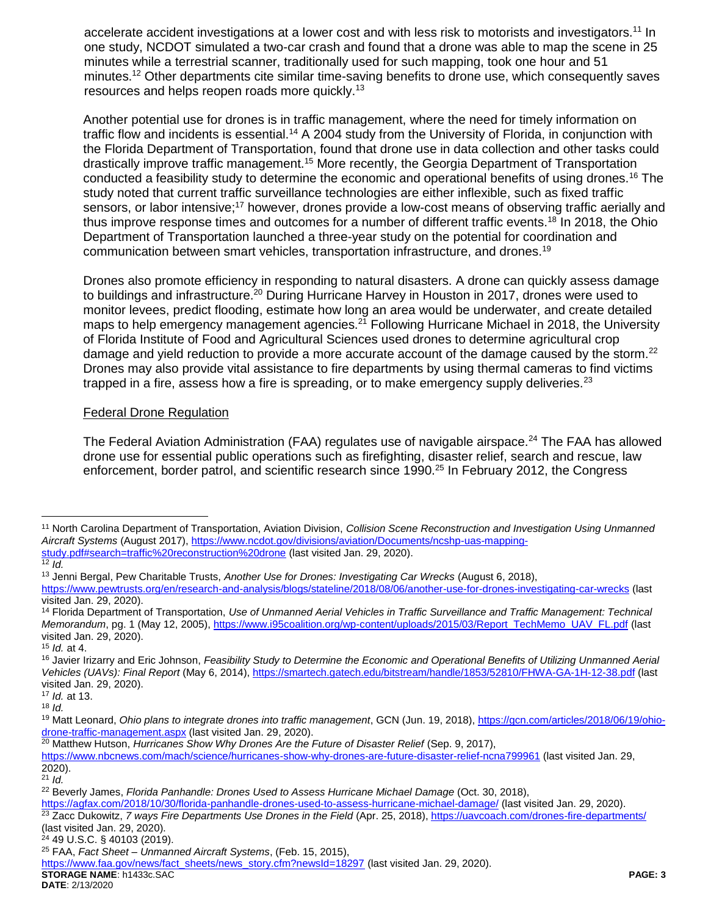accelerate accident investigations at a lower cost and with less risk to motorists and investigators.[11] In one study, NCDOT simulated a two-car crash and found that a drone was able to map the scene in 25 minutes while a terrestrial scanner, traditionally used for such mapping, took one hour and 51 minutes.[12] Other departments cite similar time-saving benefits to drone use, which consequently saves resources and helps reopen roads more quickly.[13]

Another potential use for drones is in traffic management, where the need for timely information on traffic flow and incidents is essential.[14] A 2004 study from the University of Florida, in conjunction with the Florida Department of Transportation, found that drone use in data collection and other tasks could drastically improve traffic management.[15] More recently, the Georgia Department of Transportation conducted a feasibility study to determine the economic and operational benefits of using drones.[16] The study noted that current traffic surveillance technologies are either inflexible, such as fixed traffic sensors, or labor intensive;[17] however, drones provide a low-cost means of observing traffic aerially and thus improve response times and outcomes for a number of different traffic events.[18] In 2018, the Ohio Department of Transportation launched a three-year study on the potential for coordination and communication between smart vehicles, transportation infrastructure, and drones.[19]

Drones also promote efficiency in responding to natural disasters. A drone can quickly assess damage to buildings and infrastructure.[20] During Hurricane Harvey in Houston in 2017, drones were used to monitor levees, predict flooding, estimate how long an area would be underwater, and create detailed maps to help emergency management agencies.[21] Following Hurricane Michael in 2018, the University of Florida Institute of Food and Agricultural Sciences used drones to determine agricultural crop damage and yield reduction to provide a more accurate account of the damage caused by the storm.[22] Drones may also provide vital assistance to fire departments by using thermal cameras to find victims trapped in a fire, assess how a fire is spreading, or to make emergency supply deliveries.[23]

<u>Federal Drone Regulation</u>

The Federal Aviation Administration (FAA) regulates use of navigable airspace.[24] The FAA has allowed drone use for essential public operations such as firefighting, disaster relief, search and rescue, law enforcement, border patrol, and scientific research since 1990.[25] In February 2012, the Congress

---

[11] North Carolina Department of Transportation, Aviation Division, *Collision Scene Reconstruction and Investigation Using Unmanned Aircraft Systems* (August 2017), https://www.ncdot.gov/divisions/aviation/Documents/ncshp-uas-mapping-study.pdf#search=traffic%20reconstruction%20drone (last visited Jan. 29, 2020).

[12] *Id.*

[13] Jenni Bergal, Pew Charitable Trusts, *Another Use for Drones: Investigating Car Wrecks* (August 6, 2018), https://www.pewtrusts.org/en/research-and-analysis/blogs/stateline/2018/08/06/another-use-for-drones-investigating-car-wrecks (last visited Jan. 29, 2020).

[14] Florida Department of Transportation, *Use of Unmanned Aerial Vehicles in Traffic Surveillance and Traffic Management: Technical Memorandum*, pg. 1 (May 12, 2005), https://www.i95coalition.org/wp-content/uploads/2015/03/Report_TechMemo_UAV_FL.pdf (last visited Jan. 29, 2020).

[15] *Id.* at 4.

[16] Javier Irizarry and Eric Johnson, *Feasibility Study to Determine the Economic and Operational Benefits of Utilizing Unmanned Aerial Vehicles (UAVs): Final Report* (May 6, 2014), https://smartech.gatech.edu/bitstream/handle/1853/52810/FHWA-GA-1H-12-38.pdf (last visited Jan. 29, 2020).

[17] *Id.* at 13.

[18] *Id.*

[19] Matt Leonard, *Ohio plans to integrate drones into traffic management*, GCN (Jun. 19, 2018), https://gcn.com/articles/2018/06/19/ohio-drone-traffic-management.aspx (last visited Jan. 29, 2020).

[20] Matthew Hutson, *Hurricanes Show Why Drones Are the Future of Disaster Relief* (Sep. 9, 2017), https://www.nbcnews.com/mach/science/hurricanes-show-why-drones-are-future-disaster-relief-ncna799961 (last visited Jan. 29, 2020).

[21] *Id.*

[22] Beverly James, *Florida Panhandle: Drones Used to Assess Hurricane Michael Damage* (Oct. 30, 2018), https://agfax.com/2018/10/30/florida-panhandle-drones-used-to-assess-hurricane-michael-damage/ (last visited Jan. 29, 2020).

[23] Zacc Dukowitz, *7 ways Fire Departments Use Drones in the Field* (Apr. 25, 2018), https://uavcoach.com/drones-fire-departments/ (last visited Jan. 29, 2020).

[24] 49 U.S.C. § 40103 (2019).

[25] FAA, *Fact Sheet – Unmanned Aircraft Systems*, (Feb. 15, 2015), https://www.faa.gov/news/fact_sheets/news_story.cfm?newsId=18297 (last visited Jan. 29, 2020).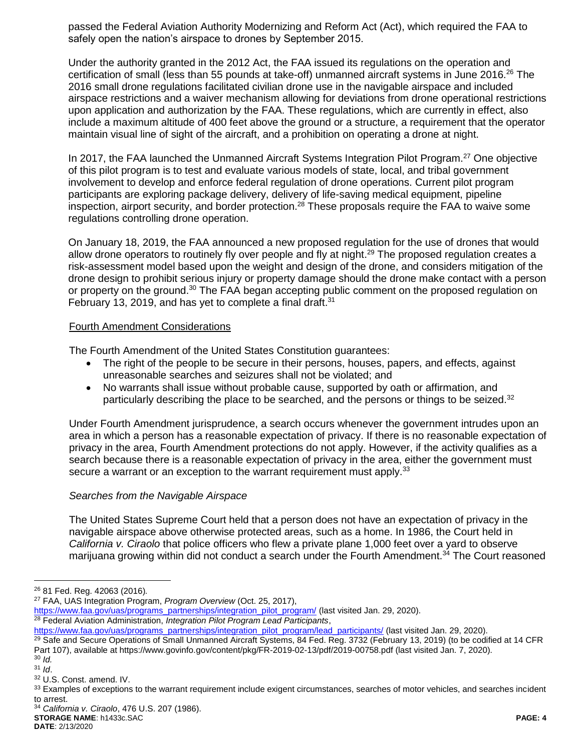passed the Federal Aviation Authority Modernizing and Reform Act (Act), which required the FAA to safely open the nation's airspace to drones by September 2015.

Under the authority granted in the 2012 Act, the FAA issued its regulations on the operation and certification of small (less than 55 pounds at take-off) unmanned aircraft systems in June 2016.[26] The 2016 small drone regulations facilitated civilian drone use in the navigable airspace and included airspace restrictions and a waiver mechanism allowing for deviations from drone operational restrictions upon application and authorization by the FAA. These regulations, which are currently in effect, also include a maximum altitude of 400 feet above the ground or a structure, a requirement that the operator maintain visual line of sight of the aircraft, and a prohibition on operating a drone at night.

In 2017, the FAA launched the Unmanned Aircraft Systems Integration Pilot Program.[27] One objective of this pilot program is to test and evaluate various models of state, local, and tribal government involvement to develop and enforce federal regulation of drone operations. Current pilot program participants are exploring package delivery, delivery of life-saving medical equipment, pipeline inspection, airport security, and border protection.[28] These proposals require the FAA to waive some regulations controlling drone operation.

On January 18, 2019, the FAA announced a new proposed regulation for the use of drones that would allow drone operators to routinely fly over people and fly at night.[29] The proposed regulation creates a risk-assessment model based upon the weight and design of the drone, and considers mitigation of the drone design to prohibit serious injury or property damage should the drone make contact with a person or property on the ground.[30] The FAA began accepting public comment on the proposed regulation on February 13, 2019, and has yet to complete a final draft.[31]

<u>Fourth Amendment Considerations</u>

The Fourth Amendment of the United States Constitution guarantees:

- The right of the people to be secure in their persons, houses, papers, and effects, against unreasonable searches and seizures shall not be violated; and
- No warrants shall issue without probable cause, supported by oath or affirmation, and particularly describing the place to be searched, and the persons or things to be seized.[32]

Under Fourth Amendment jurisprudence, a search occurs whenever the government intrudes upon an area in which a person has a reasonable expectation of privacy. If there is no reasonable expectation of privacy in the area, Fourth Amendment protections do not apply. However, if the activity qualifies as a search because there is a reasonable expectation of privacy in the area, either the government must secure a warrant or an exception to the warrant requirement must apply.[33]

*Searches from the Navigable Airspace*

The United States Supreme Court held that a person does not have an expectation of privacy in the navigable airspace above otherwise protected areas, such as a home. In 1986, the Court held in *California v. Ciraolo* that police officers who flew a private plane 1,000 feet over a yard to observe marijuana growing within did not conduct a search under the Fourth Amendment.[34] The Court reasoned

---

[26] 81 Fed. Reg. 42063 (2016).

[27] FAA, UAS Integration Program, *Program Overview* (Oct. 25, 2017), https://www.faa.gov/uas/programs_partnerships/integration_pilot_program/ (last visited Jan. 29, 2020).

[28] Federal Aviation Administration, *Integration Pilot Program Lead Participants*, https://www.faa.gov/uas/programs_partnerships/integration_pilot_program/lead_participants/ (last visited Jan. 29, 2020).

[29] Safe and Secure Operations of Small Unmanned Aircraft Systems, 84 Fed. Reg. 3732 (February 13, 2019) (to be codified at 14 CFR Part 107), available at https://www.govinfo.gov/content/pkg/FR-2019-02-13/pdf/2019-00758.pdf (last visited Jan. 7, 2020).

[30] *Id.*

[31] *Id*.

[32] U.S. Const. amend. IV.

[33] Examples of exceptions to the warrant requirement include exigent circumstances, searches of motor vehicles, and searches incident to arrest.

[34] *California v. Ciraolo*, 476 U.S. 207 (1986).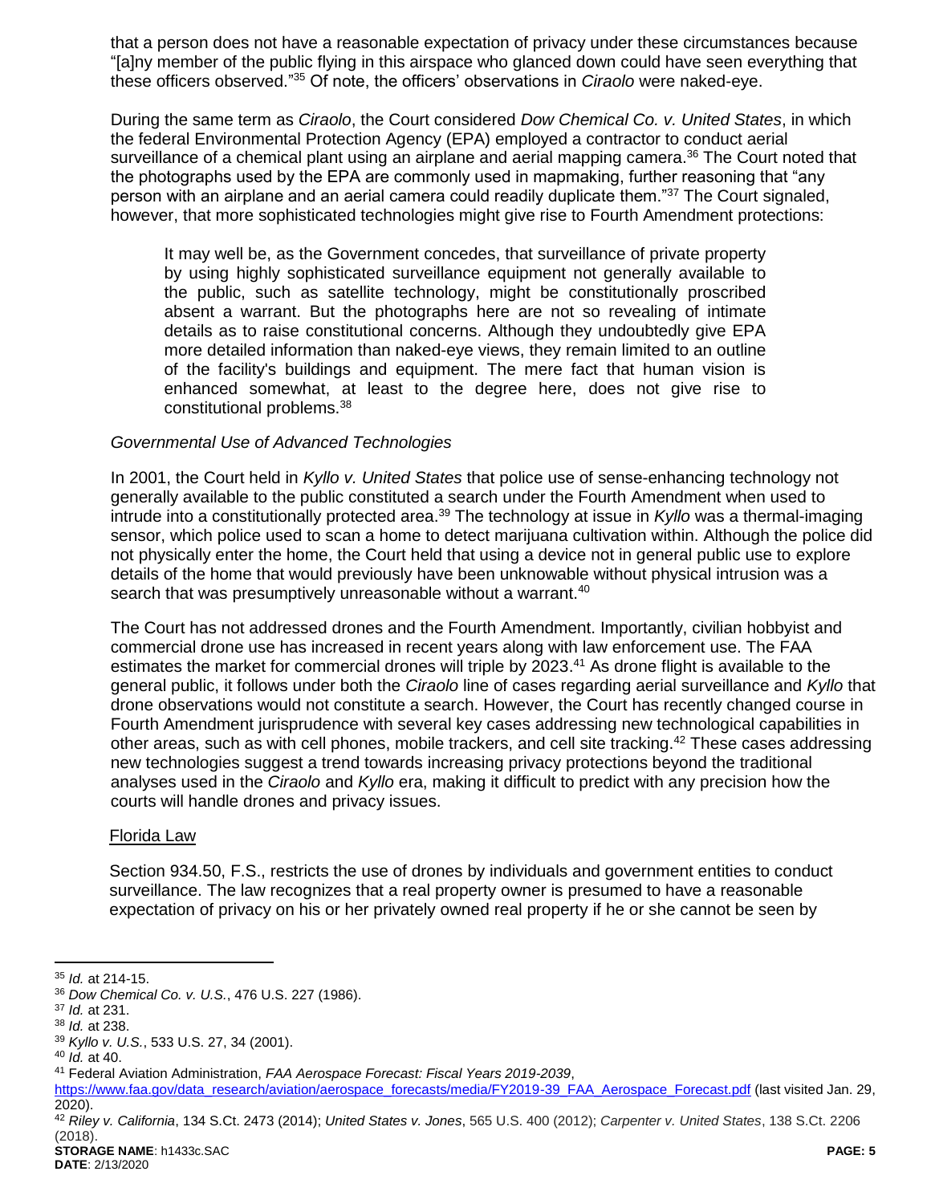that a person does not have a reasonable expectation of privacy under these circumstances because "[a]ny member of the public flying in this airspace who glanced down could have seen everything that these officers observed."[35] Of note, the officers' observations in *Ciraolo* were naked-eye.

During the same term as *Ciraolo*, the Court considered *Dow Chemical Co. v. United States*, in which the federal Environmental Protection Agency (EPA) employed a contractor to conduct aerial surveillance of a chemical plant using an airplane and aerial mapping camera.[36] The Court noted that the photographs used by the EPA are commonly used in mapmaking, further reasoning that "any person with an airplane and an aerial camera could readily duplicate them."[37] The Court signaled, however, that more sophisticated technologies might give rise to Fourth Amendment protections:

> It may well be, as the Government concedes, that surveillance of private property by using highly sophisticated surveillance equipment not generally available to the public, such as satellite technology, might be constitutionally proscribed absent a warrant. But the photographs here are not so revealing of intimate details as to raise constitutional concerns. Although they undoubtedly give EPA more detailed information than naked-eye views, they remain limited to an outline of the facility's buildings and equipment. The mere fact that human vision is enhanced somewhat, at least to the degree here, does not give rise to constitutional problems.[38]

*Governmental Use of Advanced Technologies*

In 2001, the Court held in *Kyllo v. United States* that police use of sense-enhancing technology not generally available to the public constituted a search under the Fourth Amendment when used to intrude into a constitutionally protected area.[39] The technology at issue in *Kyllo* was a thermal-imaging sensor, which police used to scan a home to detect marijuana cultivation within. Although the police did not physically enter the home, the Court held that using a device not in general public use to explore details of the home that would previously have been unknowable without physical intrusion was a search that was presumptively unreasonable without a warrant.[40]

The Court has not addressed drones and the Fourth Amendment. Importantly, civilian hobbyist and commercial drone use has increased in recent years along with law enforcement use. The FAA estimates the market for commercial drones will triple by 2023.[41] As drone flight is available to the general public, it follows under both the *Ciraolo* line of cases regarding aerial surveillance and *Kyllo* that drone observations would not constitute a search. However, the Court has recently changed course in Fourth Amendment jurisprudence with several key cases addressing new technological capabilities in other areas, such as with cell phones, mobile trackers, and cell site tracking.[42] These cases addressing new technologies suggest a trend towards increasing privacy protections beyond the traditional analyses used in the *Ciraolo* and *Kyllo* era, making it difficult to predict with any precision how the courts will handle drones and privacy issues.

Florida Law

Section 934.50, F.S., restricts the use of drones by individuals and government entities to conduct surveillance. The law recognizes that a real property owner is presumed to have a reasonable expectation of privacy on his or her privately owned real property if he or she cannot be seen by

---

[35] *Id.* at 214-15.
[36] *Dow Chemical Co. v. U.S.*, 476 U.S. 227 (1986).
[37] *Id.* at 231.
[38] *Id.* at 238.
[39] *Kyllo v. U.S.*, 533 U.S. 27, 34 (2001).
[40] *Id.* at 40.
[41] Federal Aviation Administration, *FAA Aerospace Forecast: Fiscal Years 2019-2039*, https://www.faa.gov/data_research/aviation/aerospace_forecasts/media/FY2019-39_FAA_Aerospace_Forecast.pdf (last visited Jan. 29, 2020).
[42] *Riley v. California*, 134 S.Ct. 2473 (2014); *United States v. Jones*, 565 U.S. 400 (2012); *Carpenter v. United States*, 138 S.Ct. 2206 (2018).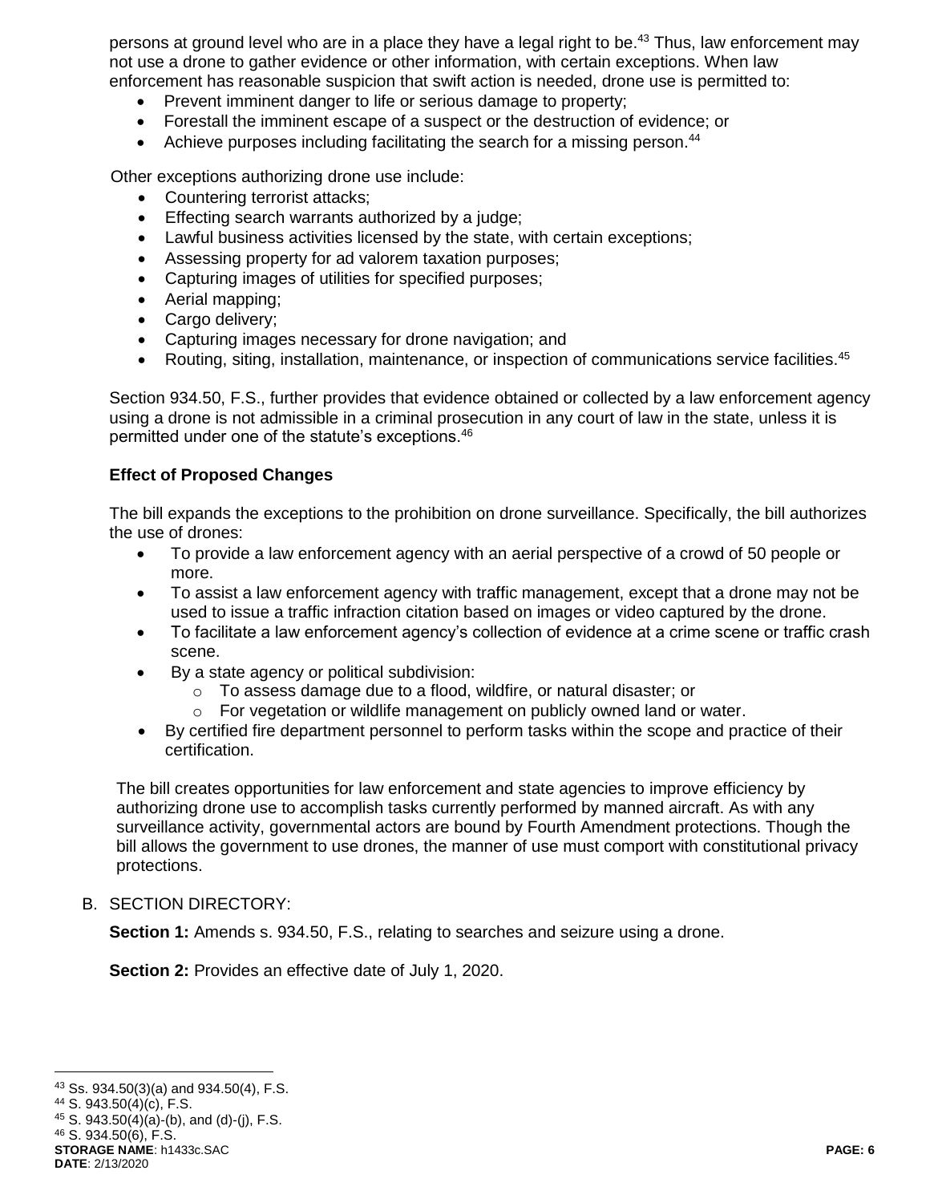persons at ground level who are in a place they have a legal right to be.[43] Thus, law enforcement may not use a drone to gather evidence or other information, with certain exceptions. When law enforcement has reasonable suspicion that swift action is needed, drone use is permitted to:

- Prevent imminent danger to life or serious damage to property;
- Forestall the imminent escape of a suspect or the destruction of evidence; or
- Achieve purposes including facilitating the search for a missing person.[44]

Other exceptions authorizing drone use include:

- Countering terrorist attacks;
- Effecting search warrants authorized by a judge;
- Lawful business activities licensed by the state, with certain exceptions;
- Assessing property for ad valorem taxation purposes;
- Capturing images of utilities for specified purposes;
- Aerial mapping;
- Cargo delivery;
- Capturing images necessary for drone navigation; and
- Routing, siting, installation, maintenance, or inspection of communications service facilities.[45]

Section 934.50, F.S., further provides that evidence obtained or collected by a law enforcement agency using a drone is not admissible in a criminal prosecution in any court of law in the state, unless it is permitted under one of the statute's exceptions.[46]

**Effect of Proposed Changes**

The bill expands the exceptions to the prohibition on drone surveillance. Specifically, the bill authorizes the use of drones:

- To provide a law enforcement agency with an aerial perspective of a crowd of 50 people or more.
- To assist a law enforcement agency with traffic management, except that a drone may not be used to issue a traffic infraction citation based on images or video captured by the drone.
- To facilitate a law enforcement agency's collection of evidence at a crime scene or traffic crash scene.
- By a state agency or political subdivision:
  - To assess damage due to a flood, wildfire, or natural disaster; or
  - For vegetation or wildlife management on publicly owned land or water.
- By certified fire department personnel to perform tasks within the scope and practice of their certification.

The bill creates opportunities for law enforcement and state agencies to improve efficiency by authorizing drone use to accomplish tasks currently performed by manned aircraft. As with any surveillance activity, governmental actors are bound by Fourth Amendment protections. Though the bill allows the government to use drones, the manner of use must comport with constitutional privacy protections.

B. SECTION DIRECTORY:

**Section 1:** Amends s. 934.50, F.S., relating to searches and seizure using a drone.

**Section 2:** Provides an effective date of July 1, 2020.

---

[43] Ss. 934.50(3)(a) and 934.50(4), F.S.
[44] S. 943.50(4)(c), F.S.
[45] S. 943.50(4)(a)-(b), and (d)-(j), F.S.
[46] S. 934.50(6), F.S.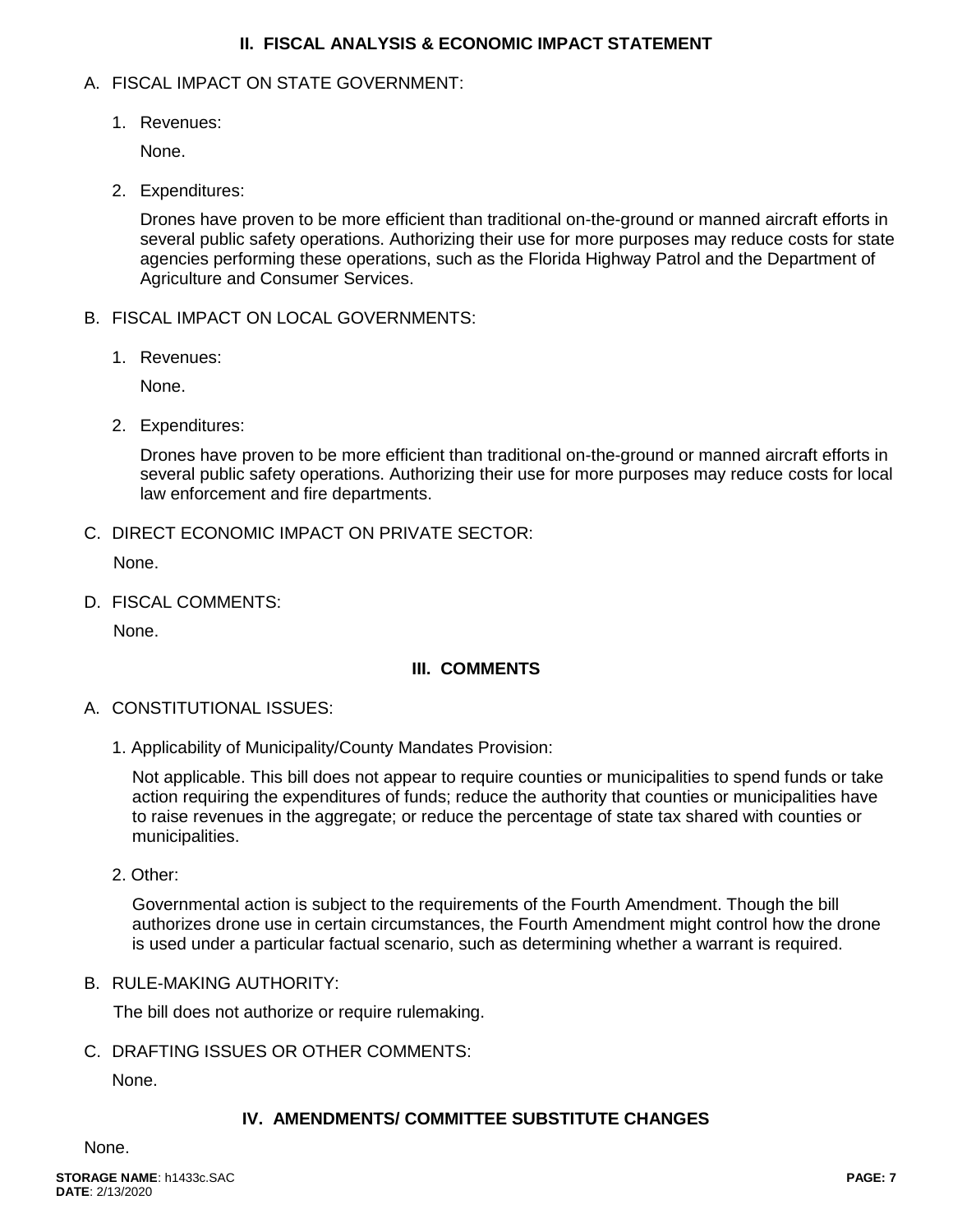## II. FISCAL ANALYSIS & ECONOMIC IMPACT STATEMENT

A. FISCAL IMPACT ON STATE GOVERNMENT:

1. Revenues:

   None.

2. Expenditures:

   Drones have proven to be more efficient than traditional on-the-ground or manned aircraft efforts in several public safety operations. Authorizing their use for more purposes may reduce costs for state agencies performing these operations, such as the Florida Highway Patrol and the Department of Agriculture and Consumer Services.

B. FISCAL IMPACT ON LOCAL GOVERNMENTS:

1. Revenues:

   None.

2. Expenditures:

   Drones have proven to be more efficient than traditional on-the-ground or manned aircraft efforts in several public safety operations. Authorizing their use for more purposes may reduce costs for local law enforcement and fire departments.

C. DIRECT ECONOMIC IMPACT ON PRIVATE SECTOR:

   None.

D. FISCAL COMMENTS:

   None.

## III. COMMENTS

A. CONSTITUTIONAL ISSUES:

1. Applicability of Municipality/County Mandates Provision:

   Not applicable. This bill does not appear to require counties or municipalities to spend funds or take action requiring the expenditures of funds; reduce the authority that counties or municipalities have to raise revenues in the aggregate; or reduce the percentage of state tax shared with counties or municipalities.

2. Other:

   Governmental action is subject to the requirements of the Fourth Amendment. Though the bill authorizes drone use in certain circumstances, the Fourth Amendment might control how the drone is used under a particular factual scenario, such as determining whether a warrant is required.

B. RULE-MAKING AUTHORITY:

   The bill does not authorize or require rulemaking.

C. DRAFTING ISSUES OR OTHER COMMENTS:

   None.

## IV. AMENDMENTS/ COMMITTEE SUBSTITUTE CHANGES

None.